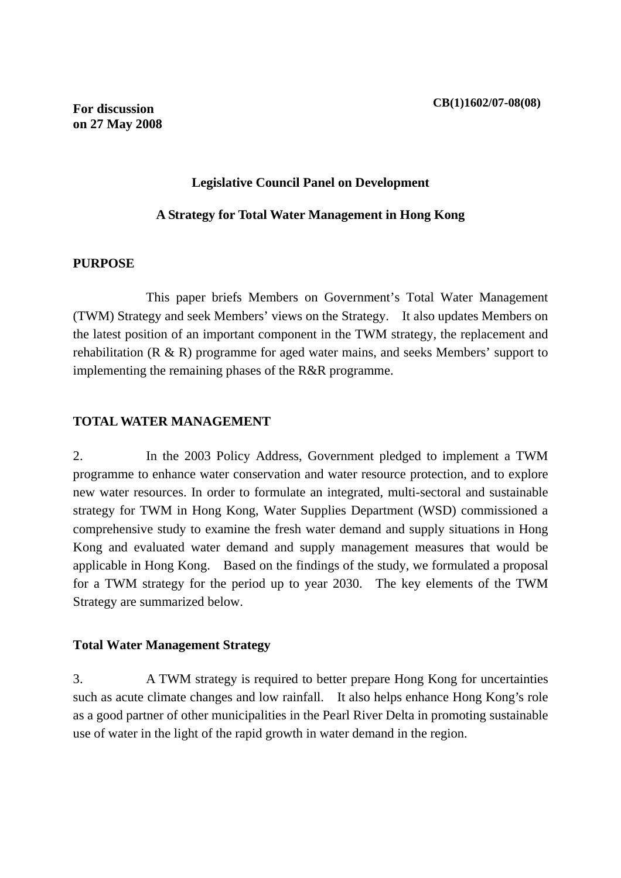CB(1)1602/07-08(08)

**For discussion on 27 May 2008**

## Legislative Council Panel on Development

## A Strategy for Total Water Management in Hong Kong

### PURPOSE

This paper briefs Members on Government's Total Water Management (TWM) Strategy and seek Members' views on the Strategy. It also updates Members on the latest position of an important component in the TWM strategy, the replacement and rehabilitation (R & R) programme for aged water mains, and seeks Members' support to implementing the remaining phases of the R&R programme.

### TOTAL WATER MANAGEMENT

2. In the 2003 Policy Address, Government pledged to implement a TWM programme to enhance water conservation and water resource protection, and to explore new water resources. In order to formulate an integrated, multi-sectoral and sustainable strategy for TWM in Hong Kong, Water Supplies Department (WSD) commissioned a comprehensive study to examine the fresh water demand and supply situations in Hong Kong and evaluated water demand and supply management measures that would be applicable in Hong Kong. Based on the findings of the study, we formulated a proposal for a TWM strategy for the period up to year 2030. The key elements of the TWM Strategy are summarized below.

#### Total Water Management Strategy

3. A TWM strategy is required to better prepare Hong Kong for uncertainties such as acute climate changes and low rainfall. It also helps enhance Hong Kong's role as a good partner of other municipalities in the Pearl River Delta in promoting sustainable use of water in the light of the rapid growth in water demand in the region.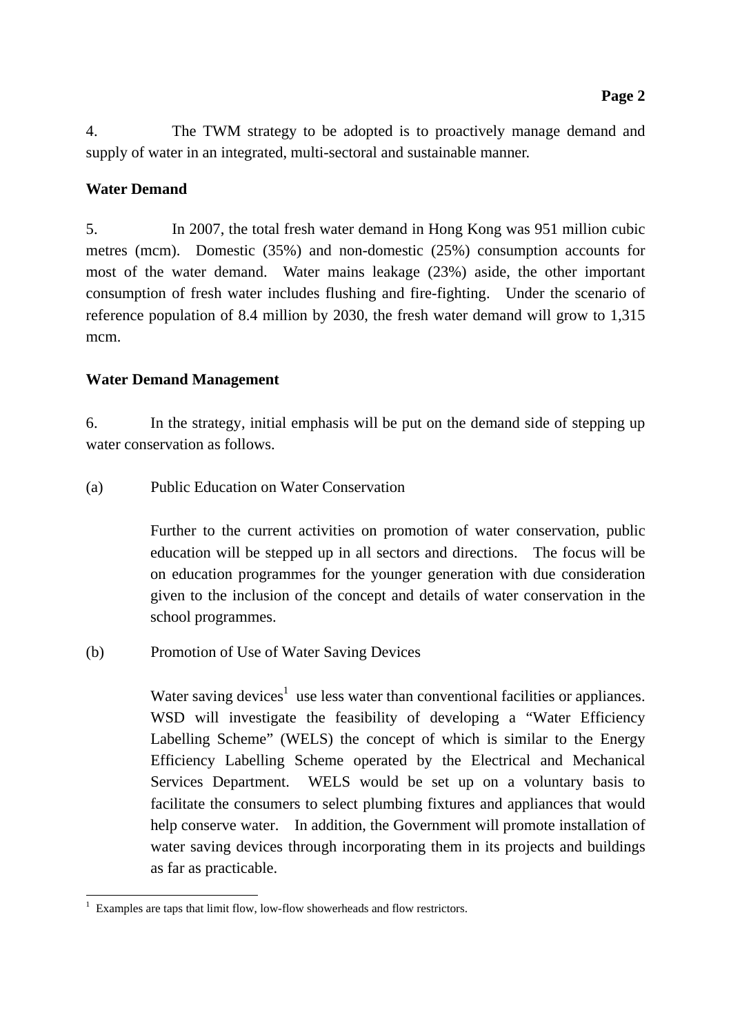4. The TWM strategy to be adopted is to proactively manage demand and supply of water in an integrated, multi-sectoral and sustainable manner.

**Water Demand**

5. In 2007, the total fresh water demand in Hong Kong was 951 million cubic metres (mcm). Domestic (35%) and non-domestic (25%) consumption accounts for most of the water demand. Water mains leakage (23%) aside, the other important consumption of fresh water includes flushing and fire-fighting. Under the scenario of reference population of 8.4 million by 2030, the fresh water demand will grow to 1,315 mcm.

**Water Demand Management**

6. In the strategy, initial emphasis will be put on the demand side of stepping up water conservation as follows.

(a) Public Education on Water Conservation

Further to the current activities on promotion of water conservation, public education will be stepped up in all sectors and directions. The focus will be on education programmes for the younger generation with due consideration given to the inclusion of the concept and details of water conservation in the school programmes.

(b) Promotion of Use of Water Saving Devices

Water saving devices[1] use less water than conventional facilities or appliances. WSD will investigate the feasibility of developing a "Water Efficiency Labelling Scheme" (WELS) the concept of which is similar to the Energy Efficiency Labelling Scheme operated by the Electrical and Mechanical Services Department. WELS would be set up on a voluntary basis to facilitate the consumers to select plumbing fixtures and appliances that would help conserve water. In addition, the Government will promote installation of water saving devices through incorporating them in its projects and buildings as far as practicable.

---

[1] Examples are taps that limit flow, low-flow showerheads and flow restrictors.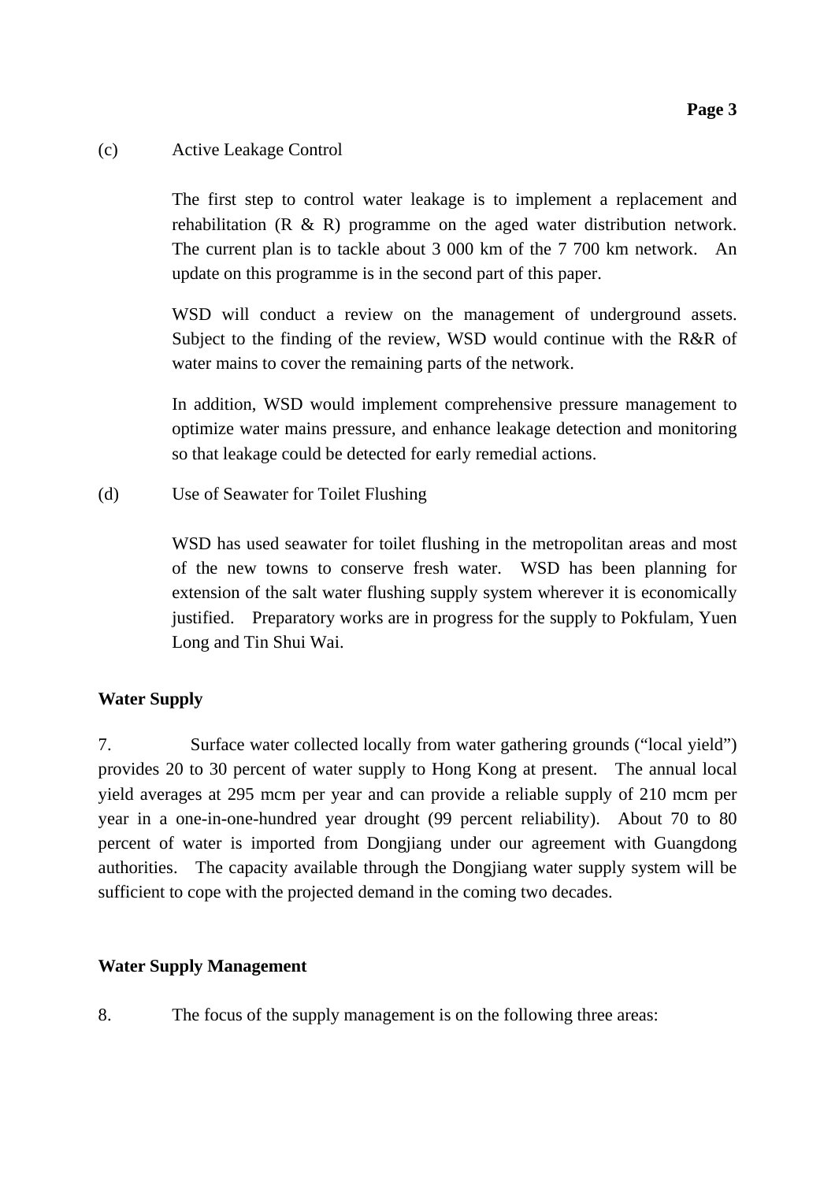(c) Active Leakage Control

The first step to control water leakage is to implement a replacement and rehabilitation (R & R) programme on the aged water distribution network. The current plan is to tackle about 3 000 km of the 7 700 km network. An update on this programme is in the second part of this paper.

WSD will conduct a review on the management of underground assets. Subject to the finding of the review, WSD would continue with the R&R of water mains to cover the remaining parts of the network.

In addition, WSD would implement comprehensive pressure management to optimize water mains pressure, and enhance leakage detection and monitoring so that leakage could be detected for early remedial actions.

(d) Use of Seawater for Toilet Flushing

WSD has used seawater for toilet flushing in the metropolitan areas and most of the new towns to conserve fresh water. WSD has been planning for extension of the salt water flushing supply system wherever it is economically justified. Preparatory works are in progress for the supply to Pokfulam, Yuen Long and Tin Shui Wai.

**Water Supply**

7. Surface water collected locally from water gathering grounds ("local yield") provides 20 to 30 percent of water supply to Hong Kong at present. The annual local yield averages at 295 mcm per year and can provide a reliable supply of 210 mcm per year in a one-in-one-hundred year drought (99 percent reliability). About 70 to 80 percent of water is imported from Dongjiang under our agreement with Guangdong authorities. The capacity available through the Dongjiang water supply system will be sufficient to cope with the projected demand in the coming two decades.

**Water Supply Management**

8. The focus of the supply management is on the following three areas: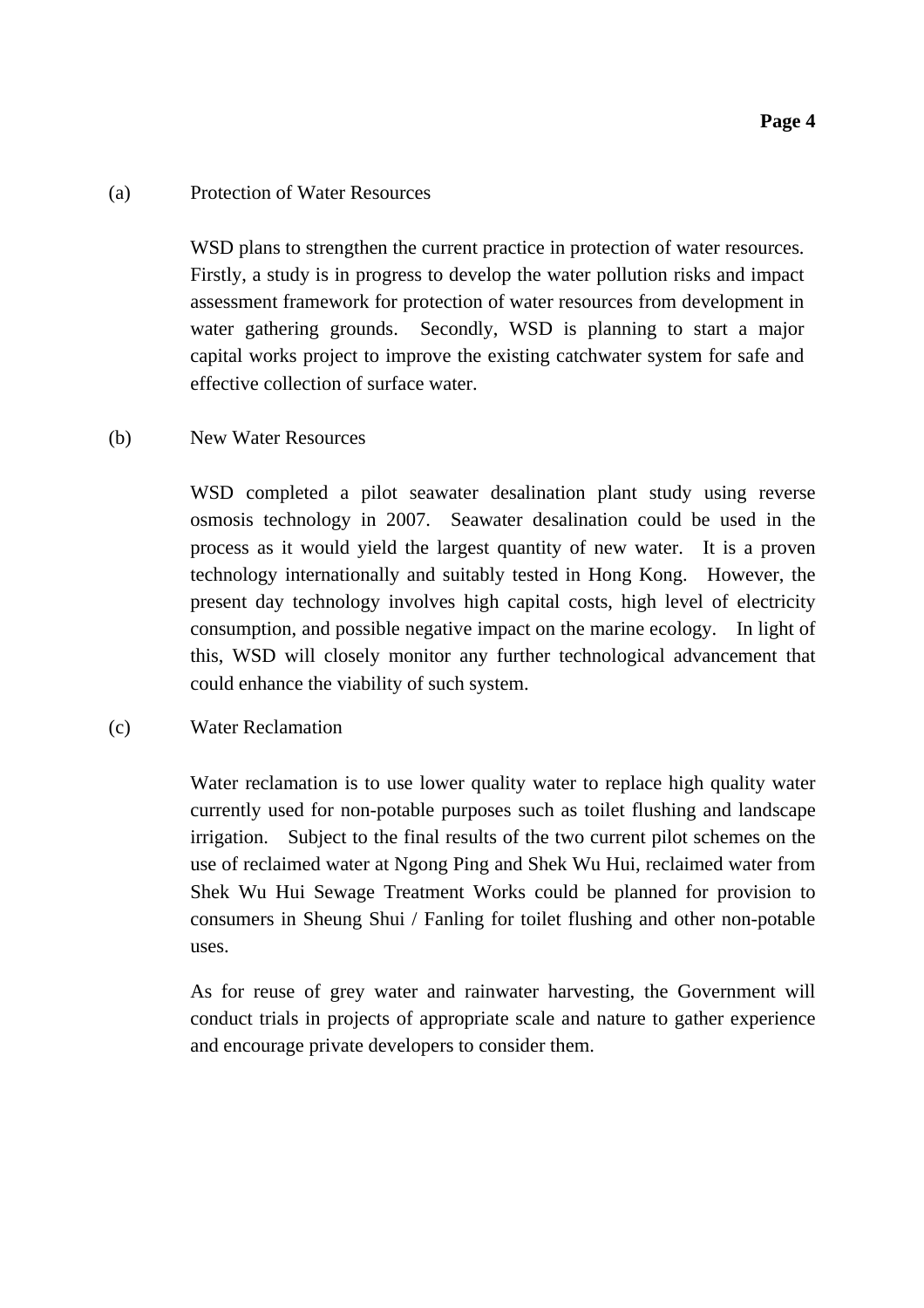(a) Protection of Water Resources

WSD plans to strengthen the current practice in protection of water resources. Firstly, a study is in progress to develop the water pollution risks and impact assessment framework for protection of water resources from development in water gathering grounds. Secondly, WSD is planning to start a major capital works project to improve the existing catchwater system for safe and effective collection of surface water.

(b) New Water Resources

WSD completed a pilot seawater desalination plant study using reverse osmosis technology in 2007. Seawater desalination could be used in the process as it would yield the largest quantity of new water. It is a proven technology internationally and suitably tested in Hong Kong. However, the present day technology involves high capital costs, high level of electricity consumption, and possible negative impact on the marine ecology. In light of this, WSD will closely monitor any further technological advancement that could enhance the viability of such system.

(c) Water Reclamation

Water reclamation is to use lower quality water to replace high quality water currently used for non-potable purposes such as toilet flushing and landscape irrigation. Subject to the final results of the two current pilot schemes on the use of reclaimed water at Ngong Ping and Shek Wu Hui, reclaimed water from Shek Wu Hui Sewage Treatment Works could be planned for provision to consumers in Sheung Shui / Fanling for toilet flushing and other non-potable uses.

As for reuse of grey water and rainwater harvesting, the Government will conduct trials in projects of appropriate scale and nature to gather experience and encourage private developers to consider them.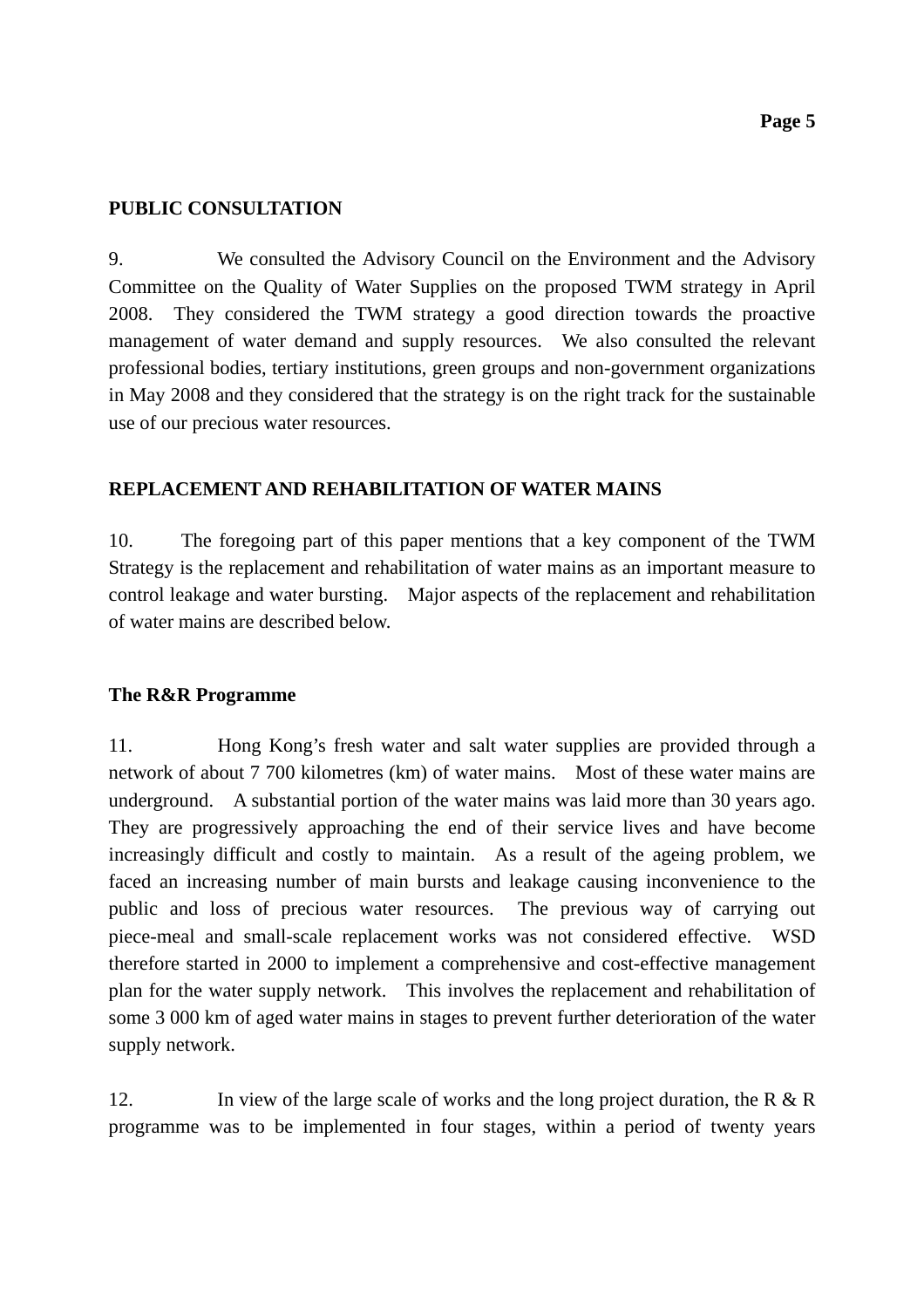## PUBLIC CONSULTATION

9. We consulted the Advisory Council on the Environment and the Advisory Committee on the Quality of Water Supplies on the proposed TWM strategy in April 2008. They considered the TWM strategy a good direction towards the proactive management of water demand and supply resources. We also consulted the relevant professional bodies, tertiary institutions, green groups and non-government organizations in May 2008 and they considered that the strategy is on the right track for the sustainable use of our precious water resources.

## REPLACEMENT AND REHABILITATION OF WATER MAINS

10. The foregoing part of this paper mentions that a key component of the TWM Strategy is the replacement and rehabilitation of water mains as an important measure to control leakage and water bursting. Major aspects of the replacement and rehabilitation of water mains are described below.

### The R&R Programme

11. Hong Kong's fresh water and salt water supplies are provided through a network of about 7 700 kilometres (km) of water mains. Most of these water mains are underground. A substantial portion of the water mains was laid more than 30 years ago. They are progressively approaching the end of their service lives and have become increasingly difficult and costly to maintain. As a result of the ageing problem, we faced an increasing number of main bursts and leakage causing inconvenience to the public and loss of precious water resources. The previous way of carrying out piece-meal and small-scale replacement works was not considered effective. WSD therefore started in 2000 to implement a comprehensive and cost-effective management plan for the water supply network. This involves the replacement and rehabilitation of some 3 000 km of aged water mains in stages to prevent further deterioration of the water supply network.

12. In view of the large scale of works and the long project duration, the R & R programme was to be implemented in four stages, within a period of twenty years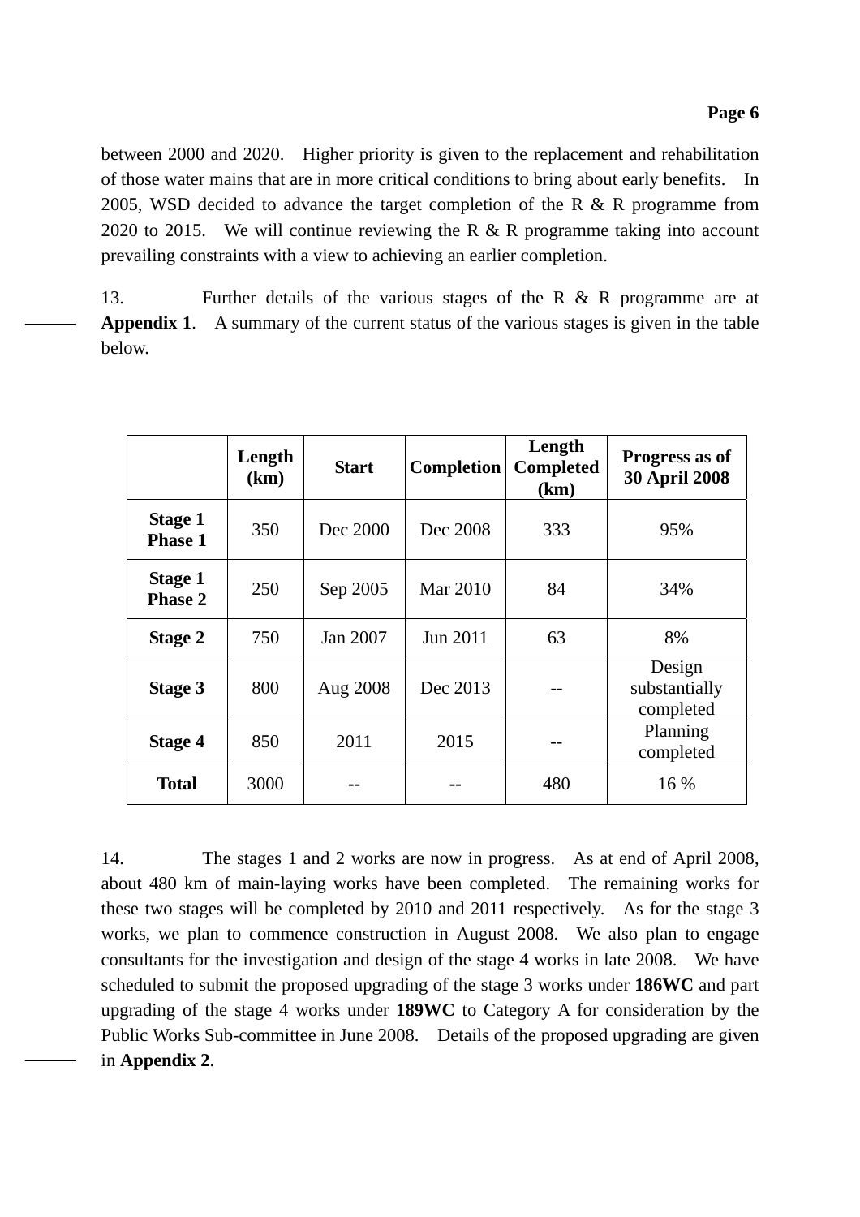between 2000 and 2020. Higher priority is given to the replacement and rehabilitation of those water mains that are in more critical conditions to bring about early benefits. In 2005, WSD decided to advance the target completion of the R & R programme from 2020 to 2015. We will continue reviewing the R & R programme taking into account prevailing constraints with a view to achieving an earlier completion.

13. Further details of the various stages of the R & R programme are at **Appendix 1**. A summary of the current status of the various stages is given in the table below.

| | Length (km) | Start | Completion | Length Completed (km) | Progress as of 30 April 2008 |
|---|---|---|---|---|---|
| **Stage 1 Phase 1** | 350 | Dec 2000 | Dec 2008 | 333 | 95% |
| **Stage 1 Phase 2** | 250 | Sep 2005 | Mar 2010 | 84 | 34% |
| **Stage 2** | 750 | Jan 2007 | Jun 2011 | 63 | 8% |
| **Stage 3** | 800 | Aug 2008 | Dec 2013 | -- | Design substantially completed |
| **Stage 4** | 850 | 2011 | 2015 | -- | Planning completed |
| **Total** | 3000 | -- | -- | 480 | 16 % |

14. The stages 1 and 2 works are now in progress. As at end of April 2008, about 480 km of main-laying works have been completed. The remaining works for these two stages will be completed by 2010 and 2011 respectively. As for the stage 3 works, we plan to commence construction in August 2008. We also plan to engage consultants for the investigation and design of the stage 4 works in late 2008. We have scheduled to submit the proposed upgrading of the stage 3 works under **186WC** and part upgrading of the stage 4 works under **189WC** to Category A for consideration by the Public Works Sub-committee in June 2008. Details of the proposed upgrading are given in **Appendix 2**.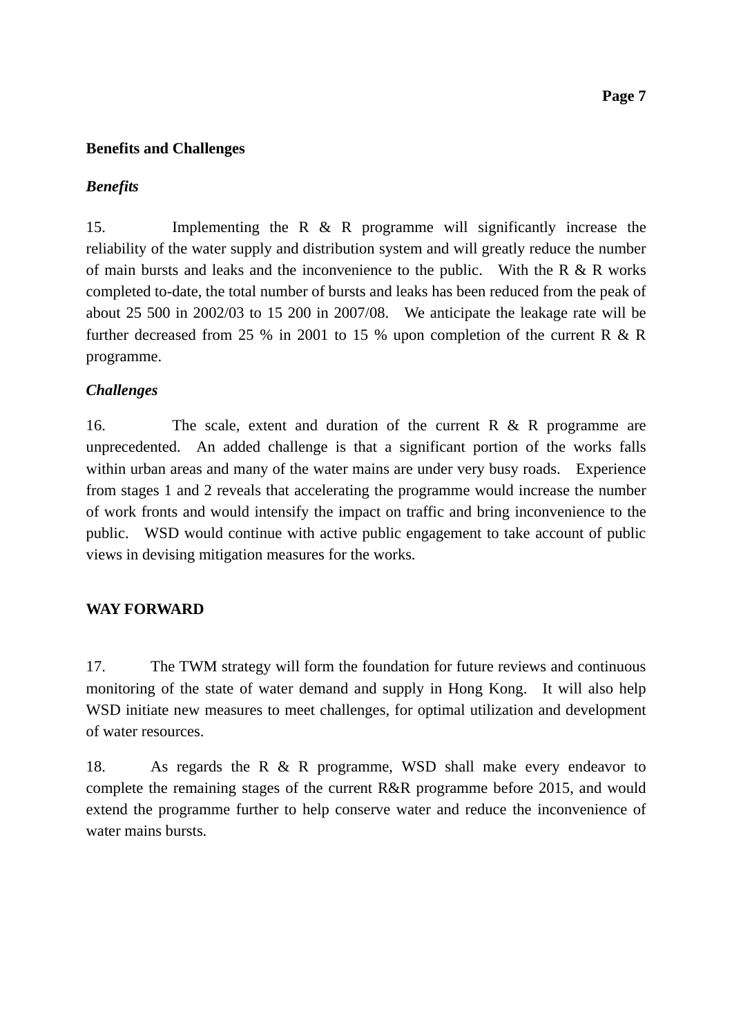**Benefits and Challenges**

***Benefits***

15. Implementing the R & R programme will significantly increase the reliability of the water supply and distribution system and will greatly reduce the number of main bursts and leaks and the inconvenience to the public. With the R & R works completed to-date, the total number of bursts and leaks has been reduced from the peak of about 25 500 in 2002/03 to 15 200 in 2007/08. We anticipate the leakage rate will be further decreased from 25 % in 2001 to 15 % upon completion of the current R & R programme.

***Challenges***

16. The scale, extent and duration of the current R & R programme are unprecedented. An added challenge is that a significant portion of the works falls within urban areas and many of the water mains are under very busy roads. Experience from stages 1 and 2 reveals that accelerating the programme would increase the number of work fronts and would intensify the impact on traffic and bring inconvenience to the public. WSD would continue with active public engagement to take account of public views in devising mitigation measures for the works.

**WAY FORWARD**

17. The TWM strategy will form the foundation for future reviews and continuous monitoring of the state of water demand and supply in Hong Kong. It will also help WSD initiate new measures to meet challenges, for optimal utilization and development of water resources.

18. As regards the R & R programme, WSD shall make every endeavor to complete the remaining stages of the current R&R programme before 2015, and would extend the programme further to help conserve water and reduce the inconvenience of water mains bursts.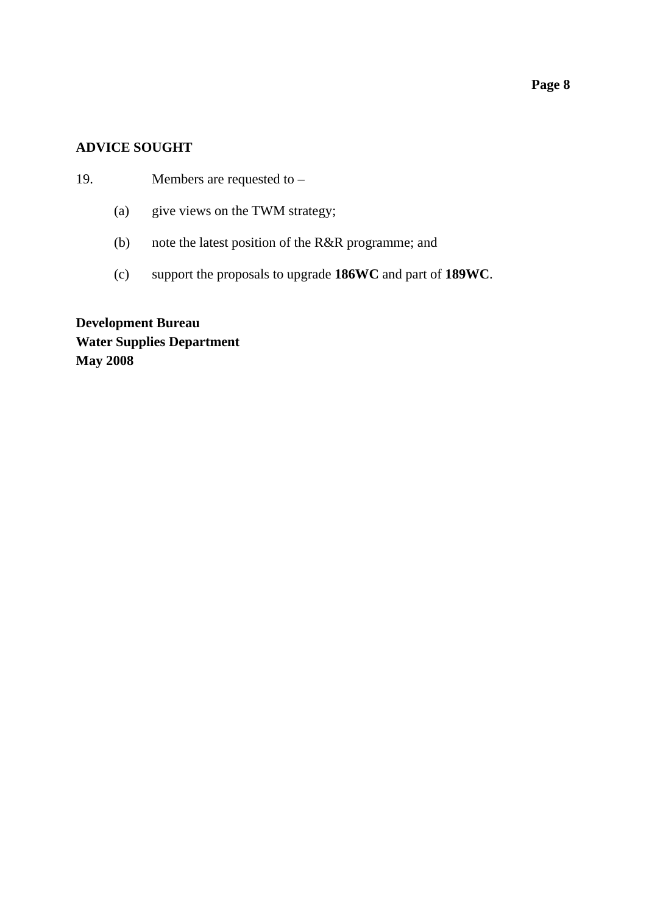## ADVICE SOUGHT

19. Members are requested to –

   (a) give views on the TWM strategy;

   (b) note the latest position of the R&R programme; and

   (c) support the proposals to upgrade **186WC** and part of **189WC**.

**Development Bureau**
**Water Supplies Department**
**May 2008**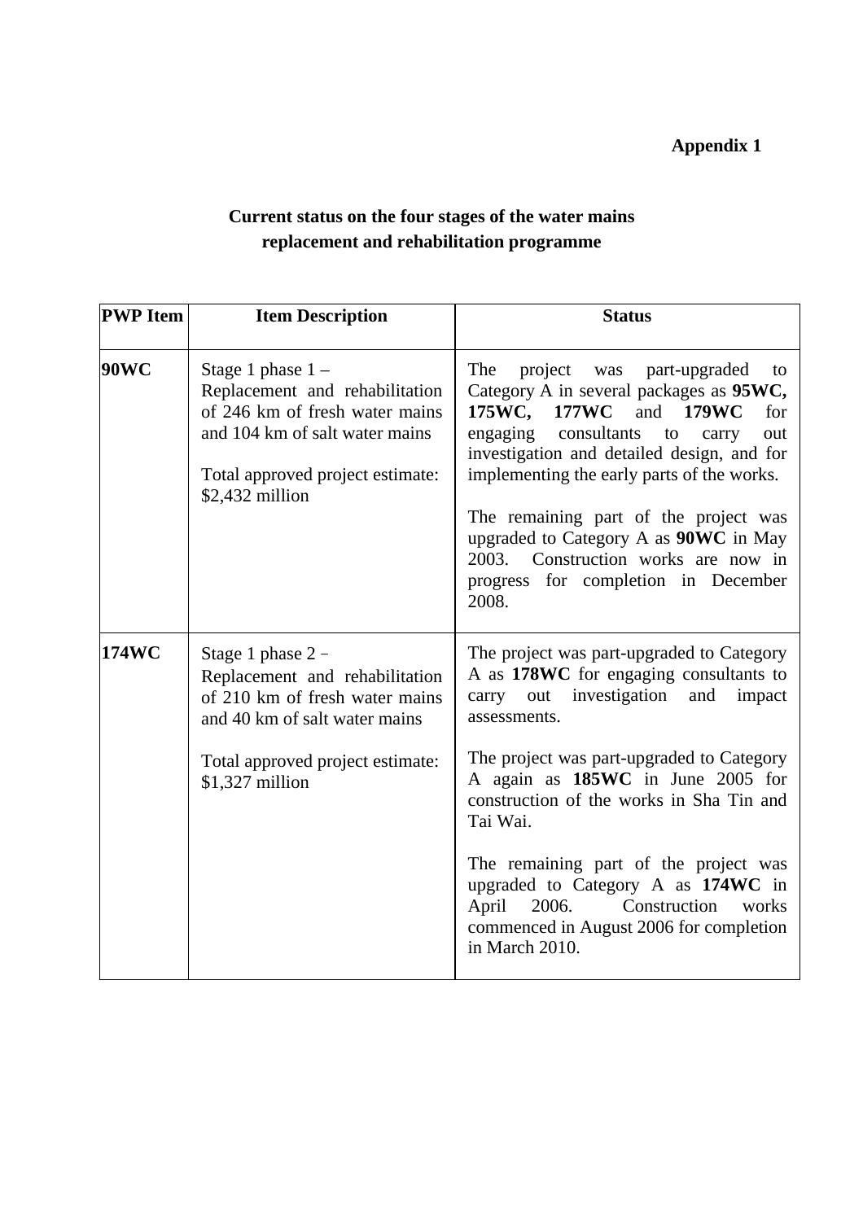**Appendix 1**

**Current status on the four stages of the water mains replacement and rehabilitation programme**

| PWP Item | Item Description | Status |
|---|---|---|
| **90WC** | Stage 1 phase 1 – Replacement and rehabilitation of 246 km of fresh water mains and 104 km of salt water mains<br><br>Total approved project estimate: $2,432 million | The project was part-upgraded to Category A in several packages as **95WC, 175WC, 177WC** and **179WC** for engaging consultants to carry out investigation and detailed design, and for implementing the early parts of the works.<br><br>The remaining part of the project was upgraded to Category A as **90WC** in May 2003. Construction works are now in progress for completion in December 2008. |
| **174WC** | Stage 1 phase 2 – Replacement and rehabilitation of 210 km of fresh water mains and 40 km of salt water mains<br><br>Total approved project estimate: $1,327 million | The project was part-upgraded to Category A as **178WC** for engaging consultants to carry out investigation and impact assessments.<br><br>The project was part-upgraded to Category A again as **185WC** in June 2005 for construction of the works in Sha Tin and Tai Wai.<br><br>The remaining part of the project was upgraded to Category A as **174WC** in April 2006. Construction works commenced in August 2006 for completion in March 2010. |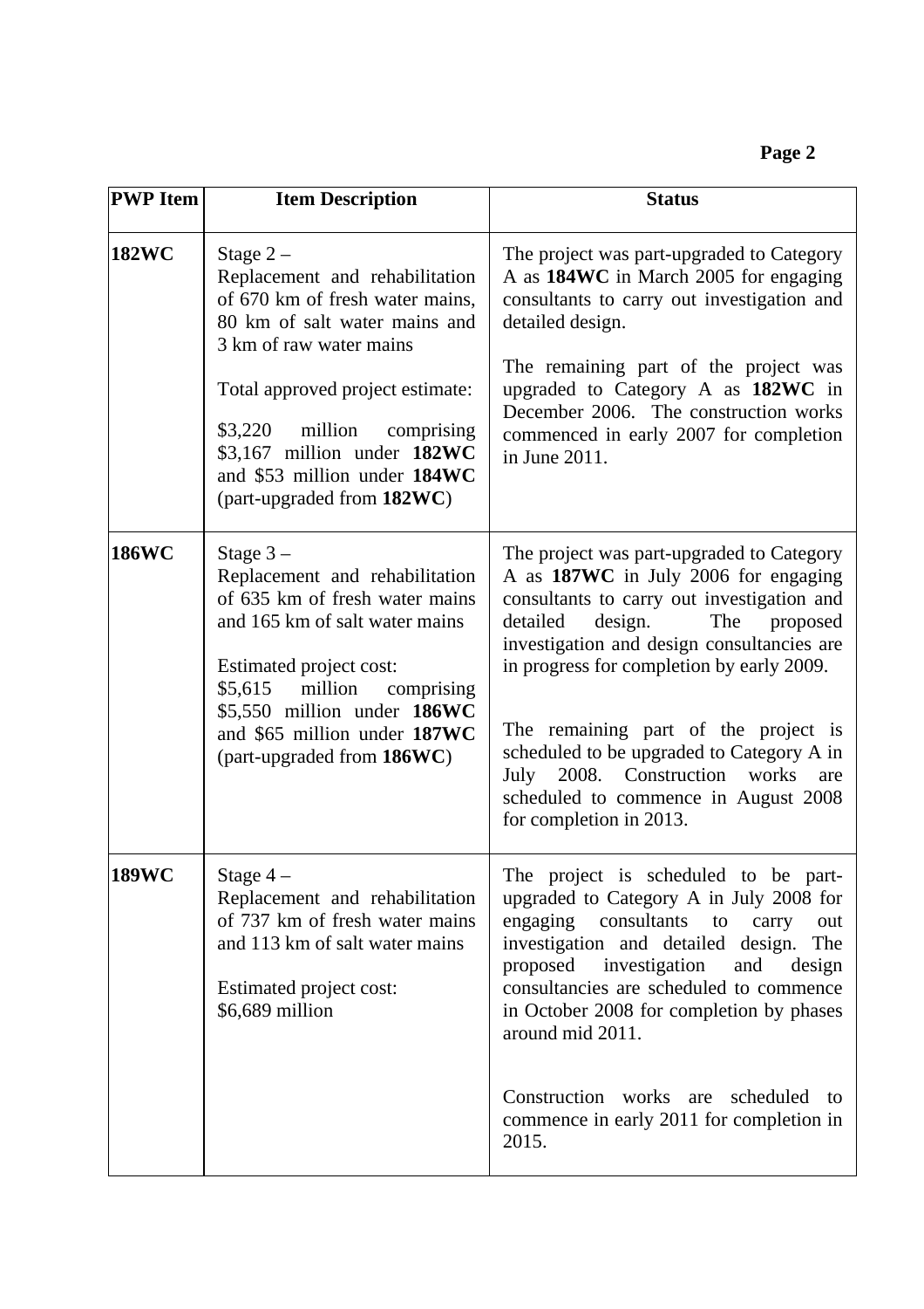| PWP Item | Item Description | Status |
|---|---|---|
| **182WC** | Stage 2 – Replacement and rehabilitation of 670 km of fresh water mains, 80 km of salt water mains and 3 km of raw water mains<br><br>Total approved project estimate:<br><br>$3,220 million comprising $3,167 million under **182WC** and $53 million under **184WC** (part-upgraded from **182WC**) | The project was part-upgraded to Category A as **184WC** in March 2005 for engaging consultants to carry out investigation and detailed design.<br><br>The remaining part of the project was upgraded to Category A as **182WC** in December 2006. The construction works commenced in early 2007 for completion in June 2011. |
| **186WC** | Stage 3 – Replacement and rehabilitation of 635 km of fresh water mains and 165 km of salt water mains<br><br>Estimated project cost:<br>$5,615 million comprising $5,550 million under **186WC** and $65 million under **187WC** (part-upgraded from **186WC**) | The project was part-upgraded to Category A as **187WC** in July 2006 for engaging consultants to carry out investigation and detailed design. The proposed investigation and design consultancies are in progress for completion by early 2009.<br><br>The remaining part of the project is scheduled to be upgraded to Category A in July 2008. Construction works are scheduled to commence in August 2008 for completion in 2013. |
| **189WC** | Stage 4 – Replacement and rehabilitation of 737 km of fresh water mains and 113 km of salt water mains<br><br>Estimated project cost:<br>$6,689 million | The project is scheduled to be part-upgraded to Category A in July 2008 for engaging consultants to carry out investigation and detailed design. The proposed investigation and design consultancies are scheduled to commence in October 2008 for completion by phases around mid 2011.<br><br>Construction works are scheduled to commence in early 2011 for completion in 2015. |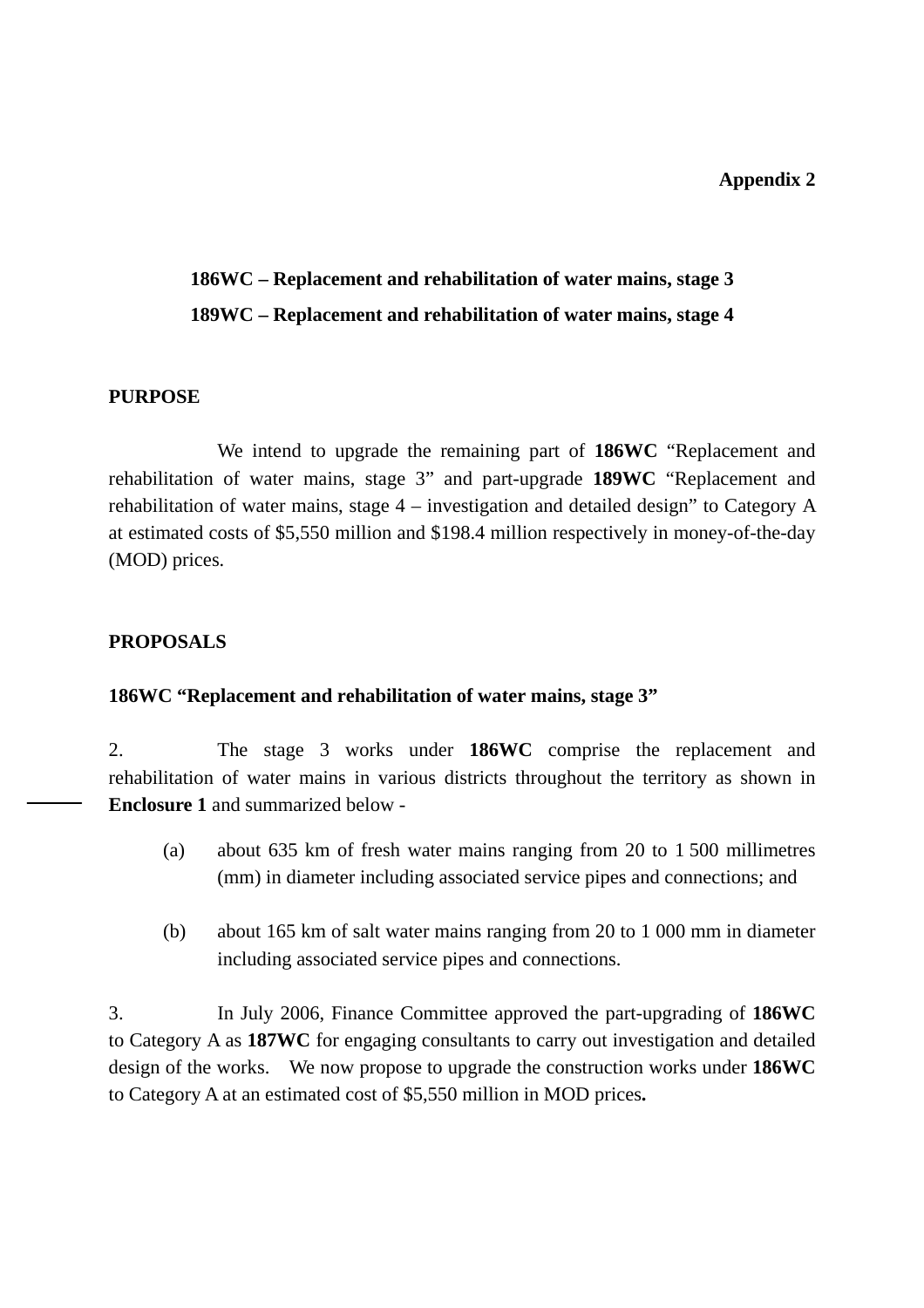**Appendix 2**

**186WC – Replacement and rehabilitation of water mains, stage 3**
**189WC – Replacement and rehabilitation of water mains, stage 4**

**PURPOSE**

We intend to upgrade the remaining part of **186WC** "Replacement and rehabilitation of water mains, stage 3" and part-upgrade **189WC** "Replacement and rehabilitation of water mains, stage 4 – investigation and detailed design" to Category A at estimated costs of $5,550 million and $198.4 million respectively in money-of-the-day (MOD) prices.

**PROPOSALS**

**186WC "Replacement and rehabilitation of water mains, stage 3"**

2. The stage 3 works under **186WC** comprise the replacement and rehabilitation of water mains in various districts throughout the territory as shown in **Enclosure 1** and summarized below -

(a) about 635 km of fresh water mains ranging from 20 to 1 500 millimetres (mm) in diameter including associated service pipes and connections; and

(b) about 165 km of salt water mains ranging from 20 to 1 000 mm in diameter including associated service pipes and connections.

3. In July 2006, Finance Committee approved the part-upgrading of **186WC** to Category A as **187WC** for engaging consultants to carry out investigation and detailed design of the works. We now propose to upgrade the construction works under **186WC** to Category A at an estimated cost of $5,550 million in MOD prices**.**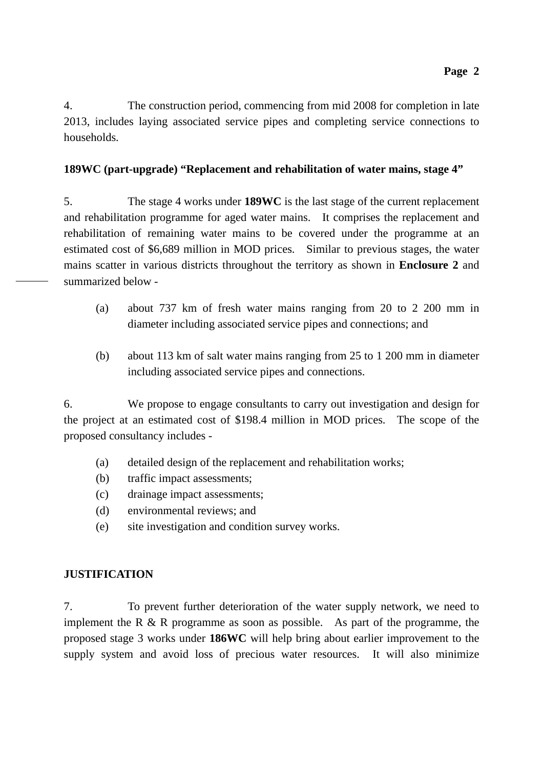4. The construction period, commencing from mid 2008 for completion in late 2013, includes laying associated service pipes and completing service connections to households.

**189WC (part-upgrade) "Replacement and rehabilitation of water mains, stage 4"**

5. The stage 4 works under **189WC** is the last stage of the current replacement and rehabilitation programme for aged water mains. It comprises the replacement and rehabilitation of remaining water mains to be covered under the programme at an estimated cost of $6,689 million in MOD prices. Similar to previous stages, the water mains scatter in various districts throughout the territory as shown in **Enclosure 2** and summarized below -

(a) about 737 km of fresh water mains ranging from 20 to 2 200 mm in diameter including associated service pipes and connections; and

(b) about 113 km of salt water mains ranging from 25 to 1 200 mm in diameter including associated service pipes and connections.

6. We propose to engage consultants to carry out investigation and design for the project at an estimated cost of $198.4 million in MOD prices. The scope of the proposed consultancy includes -

(a) detailed design of the replacement and rehabilitation works;
(b) traffic impact assessments;
(c) drainage impact assessments;
(d) environmental reviews; and
(e) site investigation and condition survey works.

**JUSTIFICATION**

7. To prevent further deterioration of the water supply network, we need to implement the R & R programme as soon as possible. As part of the programme, the proposed stage 3 works under **186WC** will help bring about earlier improvement to the supply system and avoid loss of precious water resources. It will also minimize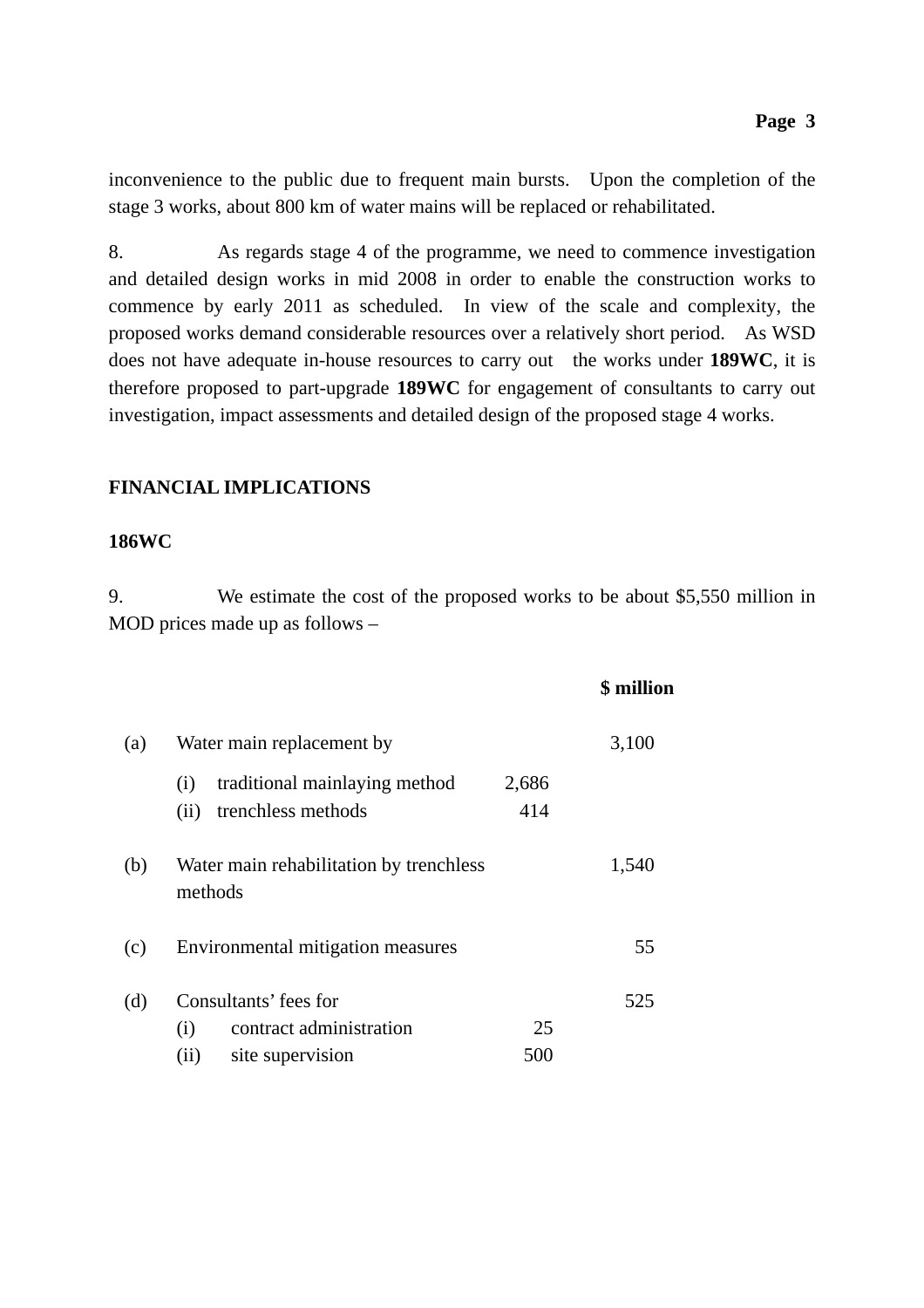inconvenience to the public due to frequent main bursts. Upon the completion of the stage 3 works, about 800 km of water mains will be replaced or rehabilitated.

8. As regards stage 4 of the programme, we need to commence investigation and detailed design works in mid 2008 in order to enable the construction works to commence by early 2011 as scheduled. In view of the scale and complexity, the proposed works demand considerable resources over a relatively short period. As WSD does not have adequate in-house resources to carry out the works under **189WC**, it is therefore proposed to part-upgrade **189WC** for engagement of consultants to carry out investigation, impact assessments and detailed design of the proposed stage 4 works.

## FINANCIAL IMPLICATIONS

### 186WC

9. We estimate the cost of the proposed works to be about $5,550 million in MOD prices made up as follows –

| | | | **$ million** |
|---|---|---|---|
| (a) | Water main replacement by | | 3,100 |
| | (i) traditional mainlaying method | 2,686 | |
| | (ii) trenchless methods | 414 | |
| (b) | Water main rehabilitation by trenchless methods | | 1,540 |
| (c) | Environmental mitigation measures | | 55 |
| (d) | Consultants' fees for | | 525 |
| | (i) contract administration | 25 | |
| | (ii) site supervision | 500 | |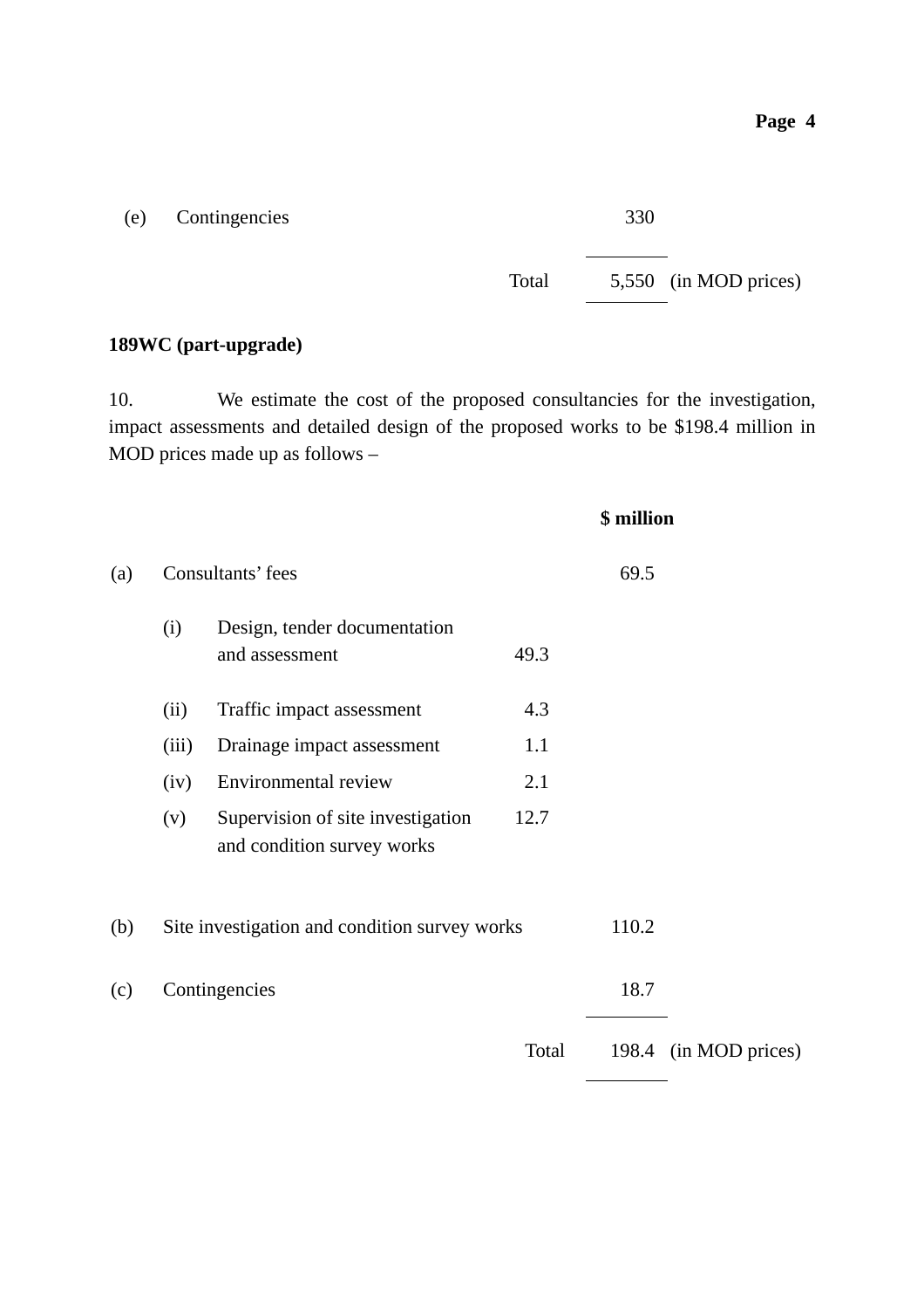| | | | |
|---|---|---|---|
| (e) | Contingencies | 330 | |
| | Total | 5,550 | (in MOD prices) |

**189WC (part-upgrade)**

10. We estimate the cost of the proposed consultancies for the investigation, impact assessments and detailed design of the proposed works to be $198.4 million in MOD prices made up as follows –

| | | | | $ million | |
|---|---|---|---|---|---|
| (a) | Consultants' fees | | | 69.5 | |
| | (i) | Design, tender documentation and assessment | 49.3 | | |
| | (ii) | Traffic impact assessment | 4.3 | | |
| | (iii) | Drainage impact assessment | 1.1 | | |
| | (iv) | Environmental review | 2.1 | | |
| | (v) | Supervision of site investigation and condition survey works | 12.7 | | |
| (b) | Site investigation and condition survey works | | | 110.2 | |
| (c) | Contingencies | | | 18.7 | |
| | | | Total | 198.4 | (in MOD prices) |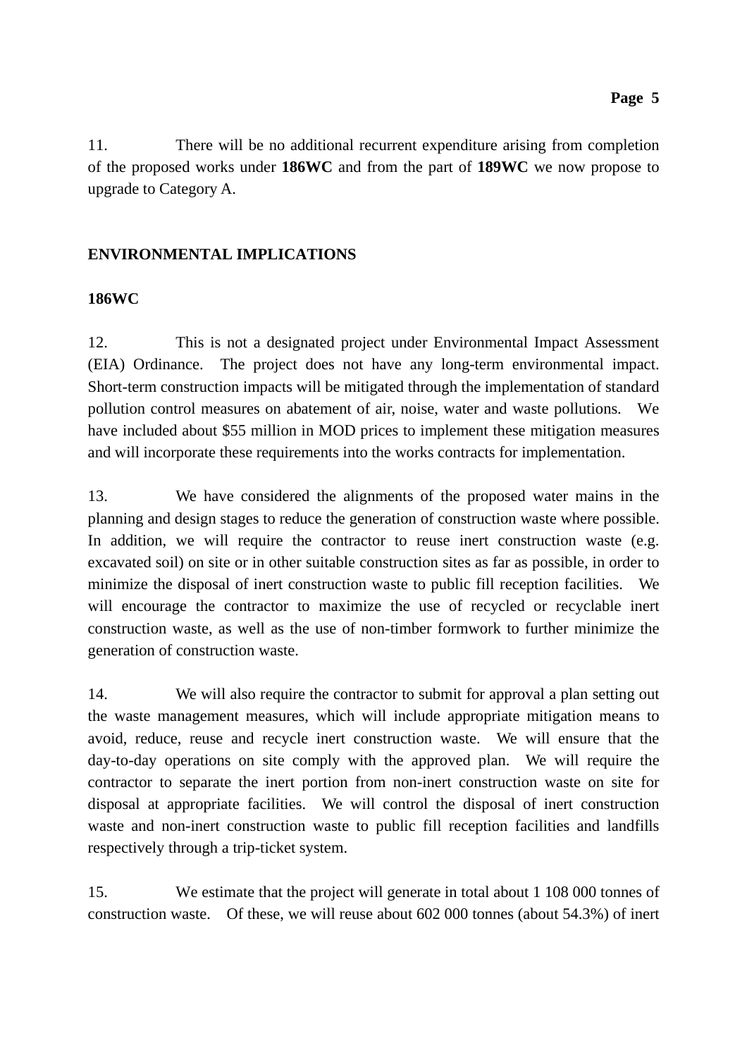11. There will be no additional recurrent expenditure arising from completion of the proposed works under **186WC** and from the part of **189WC** we now propose to upgrade to Category A.

## ENVIRONMENTAL IMPLICATIONS

### 186WC

12. This is not a designated project under Environmental Impact Assessment (EIA) Ordinance. The project does not have any long-term environmental impact. Short-term construction impacts will be mitigated through the implementation of standard pollution control measures on abatement of air, noise, water and waste pollutions. We have included about $55 million in MOD prices to implement these mitigation measures and will incorporate these requirements into the works contracts for implementation.

13. We have considered the alignments of the proposed water mains in the planning and design stages to reduce the generation of construction waste where possible. In addition, we will require the contractor to reuse inert construction waste (e.g. excavated soil) on site or in other suitable construction sites as far as possible, in order to minimize the disposal of inert construction waste to public fill reception facilities. We will encourage the contractor to maximize the use of recycled or recyclable inert construction waste, as well as the use of non-timber formwork to further minimize the generation of construction waste.

14. We will also require the contractor to submit for approval a plan setting out the waste management measures, which will include appropriate mitigation means to avoid, reduce, reuse and recycle inert construction waste. We will ensure that the day-to-day operations on site comply with the approved plan. We will require the contractor to separate the inert portion from non-inert construction waste on site for disposal at appropriate facilities. We will control the disposal of inert construction waste and non-inert construction waste to public fill reception facilities and landfills respectively through a trip-ticket system.

15. We estimate that the project will generate in total about 1 108 000 tonnes of construction waste. Of these, we will reuse about 602 000 tonnes (about 54.3%) of inert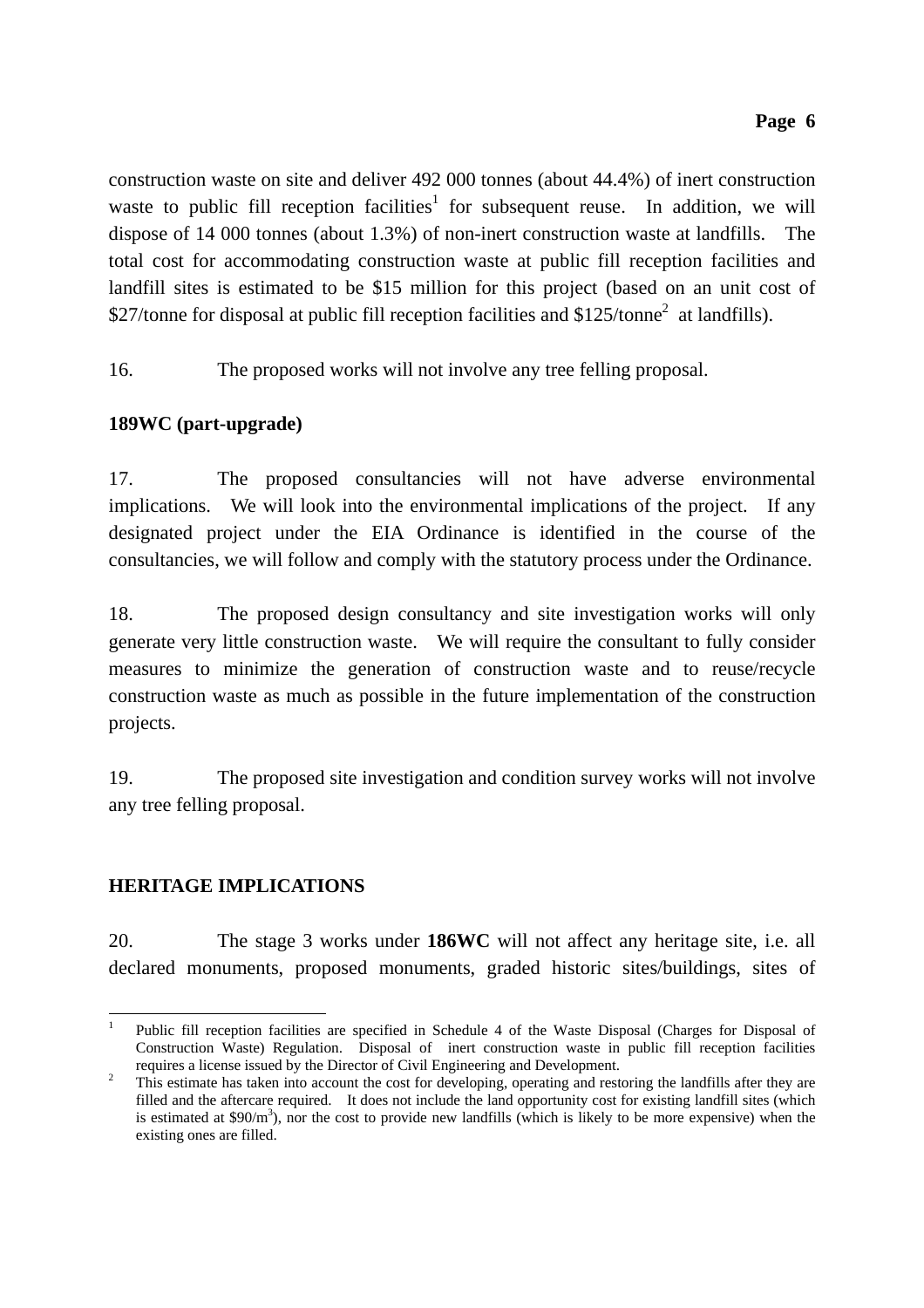construction waste on site and deliver 492 000 tonnes (about 44.4%) of inert construction waste to public fill reception facilities[1] for subsequent reuse. In addition, we will dispose of 14 000 tonnes (about 1.3%) of non-inert construction waste at landfills. The total cost for accommodating construction waste at public fill reception facilities and landfill sites is estimated to be $15 million for this project (based on an unit cost of $27/tonne for disposal at public fill reception facilities and $125/tonne[2] at landfills).

16. The proposed works will not involve any tree felling proposal.

**189WC (part-upgrade)**

17. The proposed consultancies will not have adverse environmental implications. We will look into the environmental implications of the project. If any designated project under the EIA Ordinance is identified in the course of the consultancies, we will follow and comply with the statutory process under the Ordinance.

18. The proposed design consultancy and site investigation works will only generate very little construction waste. We will require the consultant to fully consider measures to minimize the generation of construction waste and to reuse/recycle construction waste as much as possible in the future implementation of the construction projects.

19. The proposed site investigation and condition survey works will not involve any tree felling proposal.

**HERITAGE IMPLICATIONS**

20. The stage 3 works under **186WC** will not affect any heritage site, i.e. all declared monuments, proposed monuments, graded historic sites/buildings, sites of

---

[1] Public fill reception facilities are specified in Schedule 4 of the Waste Disposal (Charges for Disposal of Construction Waste) Regulation. Disposal of inert construction waste in public fill reception facilities requires a license issued by the Director of Civil Engineering and Development.

[2] This estimate has taken into account the cost for developing, operating and restoring the landfills after they are filled and the aftercare required. It does not include the land opportunity cost for existing landfill sites (which is estimated at $90/m$^3$), nor the cost to provide new landfills (which is likely to be more expensive) when the existing ones are filled.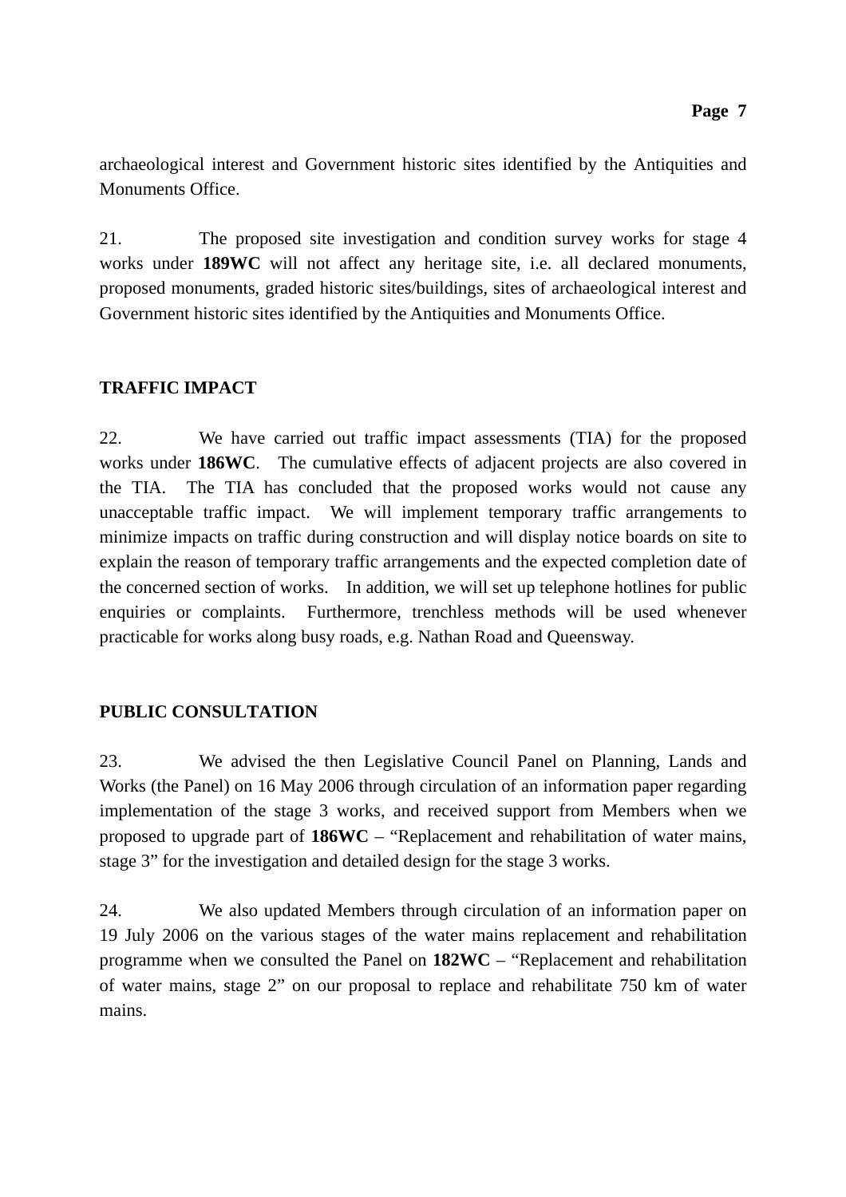archaeological interest and Government historic sites identified by the Antiquities and Monuments Office.

21. The proposed site investigation and condition survey works for stage 4 works under **189WC** will not affect any heritage site, i.e. all declared monuments, proposed monuments, graded historic sites/buildings, sites of archaeological interest and Government historic sites identified by the Antiquities and Monuments Office.

## TRAFFIC IMPACT

22. We have carried out traffic impact assessments (TIA) for the proposed works under **186WC**. The cumulative effects of adjacent projects are also covered in the TIA. The TIA has concluded that the proposed works would not cause any unacceptable traffic impact. We will implement temporary traffic arrangements to minimize impacts on traffic during construction and will display notice boards on site to explain the reason of temporary traffic arrangements and the expected completion date of the concerned section of works. In addition, we will set up telephone hotlines for public enquiries or complaints. Furthermore, trenchless methods will be used whenever practicable for works along busy roads, e.g. Nathan Road and Queensway.

## PUBLIC CONSULTATION

23. We advised the then Legislative Council Panel on Planning, Lands and Works (the Panel) on 16 May 2006 through circulation of an information paper regarding implementation of the stage 3 works, and received support from Members when we proposed to upgrade part of **186WC** – "Replacement and rehabilitation of water mains, stage 3" for the investigation and detailed design for the stage 3 works.

24. We also updated Members through circulation of an information paper on 19 July 2006 on the various stages of the water mains replacement and rehabilitation programme when we consulted the Panel on **182WC** – "Replacement and rehabilitation of water mains, stage 2" on our proposal to replace and rehabilitate 750 km of water mains.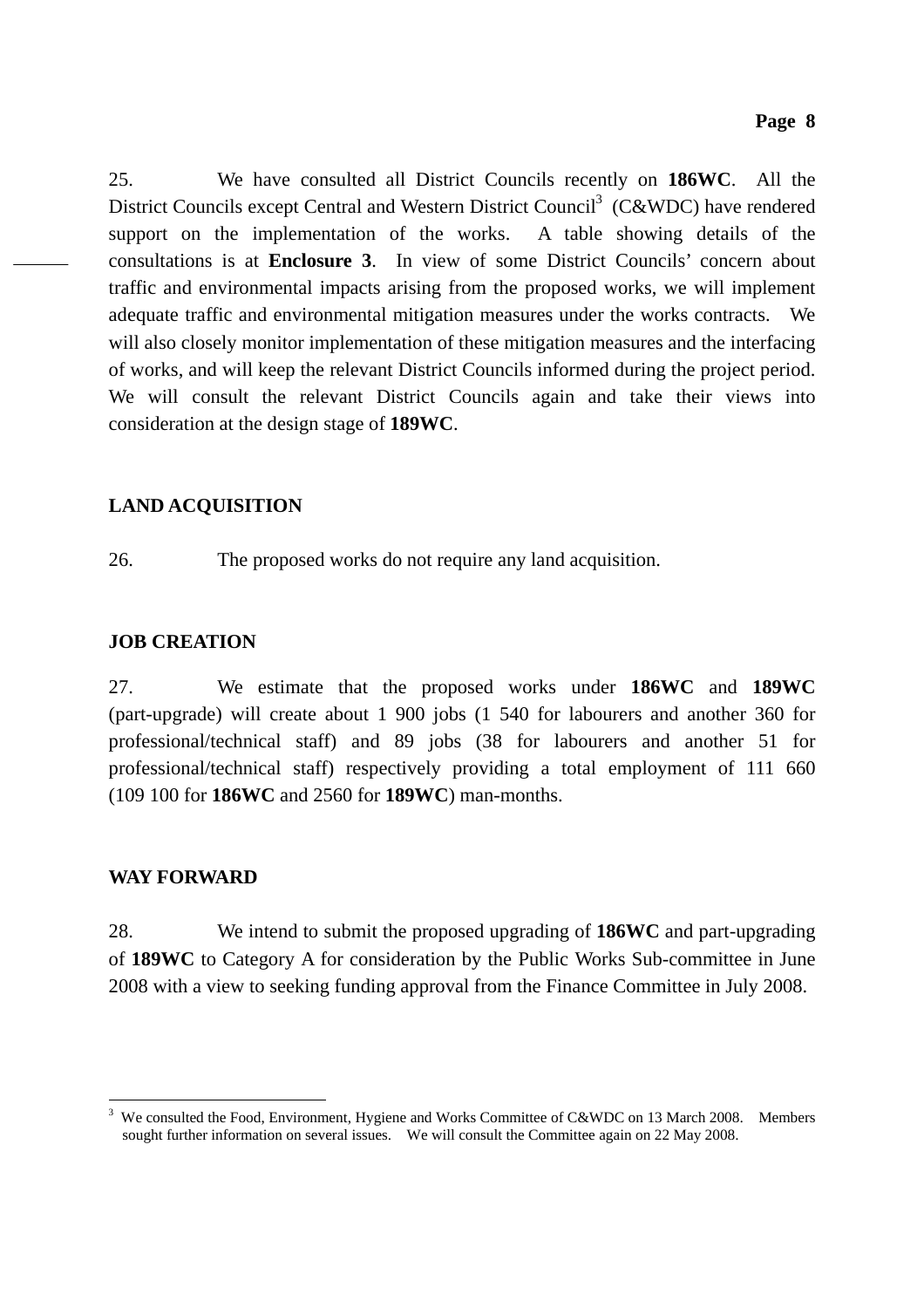25. We have consulted all District Councils recently on **186WC**. All the District Councils except Central and Western District Council[3] (C&WDC) have rendered support on the implementation of the works. A table showing details of the consultations is at **Enclosure 3**. In view of some District Councils' concern about traffic and environmental impacts arising from the proposed works, we will implement adequate traffic and environmental mitigation measures under the works contracts. We will also closely monitor implementation of these mitigation measures and the interfacing of works, and will keep the relevant District Councils informed during the project period. We will consult the relevant District Councils again and take their views into consideration at the design stage of **189WC**.

## LAND ACQUISITION

26. The proposed works do not require any land acquisition.

## JOB CREATION

27. We estimate that the proposed works under **186WC** and **189WC** (part-upgrade) will create about 1 900 jobs (1 540 for labourers and another 360 for professional/technical staff) and 89 jobs (38 for labourers and another 51 for professional/technical staff) respectively providing a total employment of 111 660 (109 100 for **186WC** and 2560 for **189WC**) man-months.

## WAY FORWARD

28. We intend to submit the proposed upgrading of **186WC** and part-upgrading of **189WC** to Category A for consideration by the Public Works Sub-committee in June 2008 with a view to seeking funding approval from the Finance Committee in July 2008.

---

[3] We consulted the Food, Environment, Hygiene and Works Committee of C&WDC on 13 March 2008. Members sought further information on several issues. We will consult the Committee again on 22 May 2008.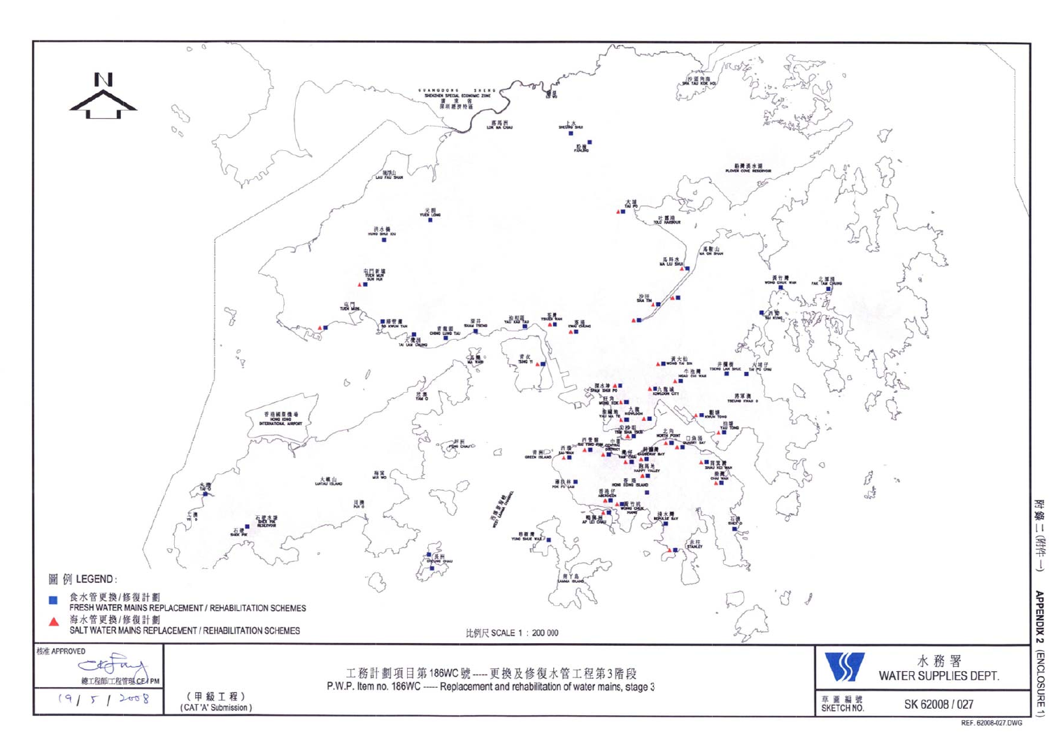附錄二 (附件一)

APPENDIX 2 (ENCLOSURE 1)

圖 例 LEGEND:

- 食水管更換/修復計劃 FRESH WATER MAINS REPLACEMENT / REHABILITATION SCHEMES
- 海水管更換/修復計劃 SALT WATER MAINS REPLACEMENT / REHABILITATION SCHEMES

比例尺 SCALE 1 : 200 000

核准 APPROVED

總工程師/工程管理 CE/PM

19/5/2008

(甲級工程)

(CAT 'A' Submission)

工務計劃項目第186WC號 ---- 更換及修復水管工程第3階段

P.W.P. Item no. 186WC ---- Replacement and rehabilitation of water mains, stage 3

水務署 WATER SUPPLIES DEPT.

草圖編號 SKETCH NO. SK 62008 / 027

REF. 62008-027.DWG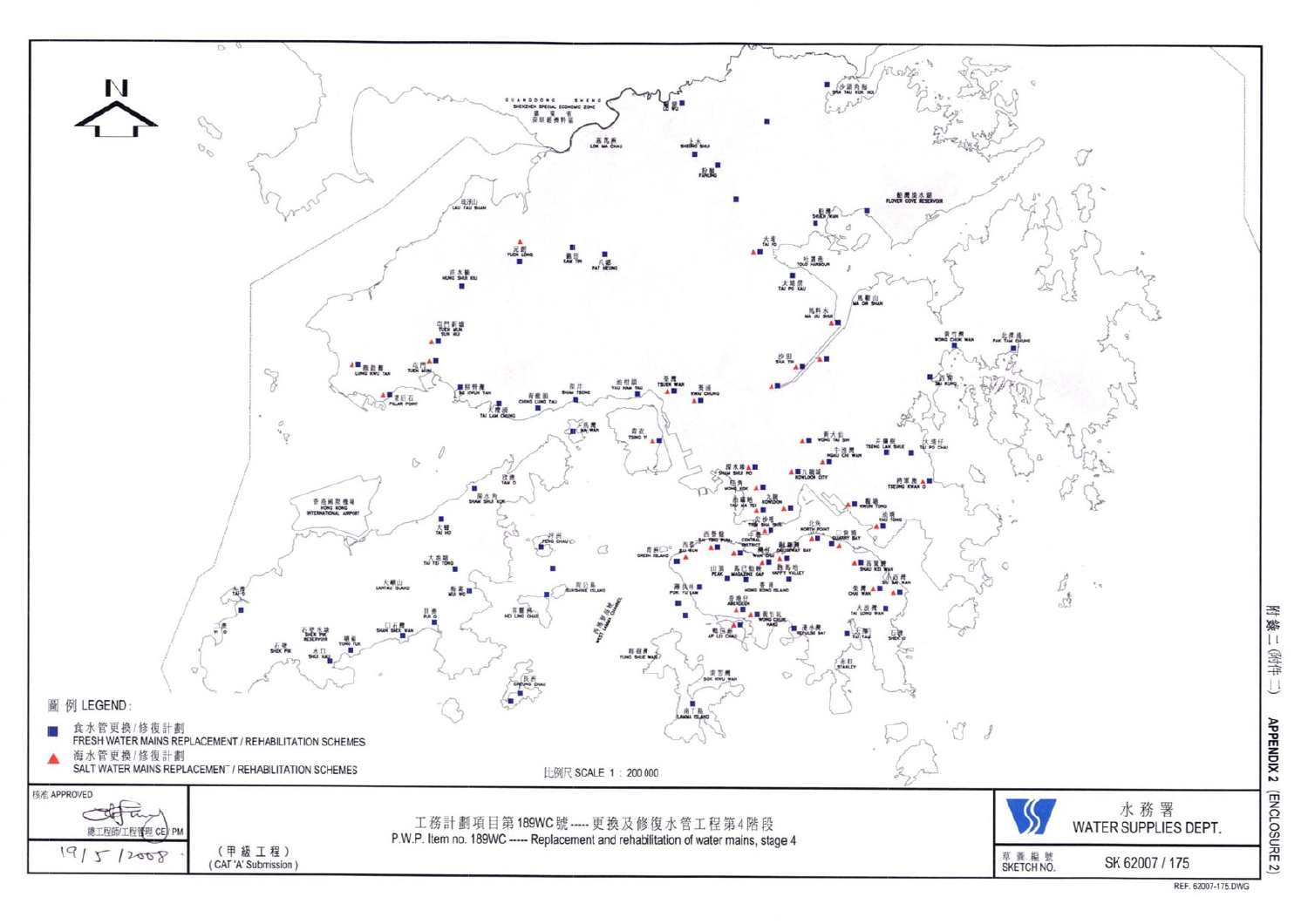附錄二(附件二)

APPENDIX 2 (ENCLOSURE 2)

N

圖例 LEGEND:

■ 食水管更換/修復計劃
FRESH WATER MAINS REPLACEMENT / REHABILITATION SCHEMES

▲ 海水管更換/修復計劃
SALT WATER MAINS REPLACEMENT / REHABILITATION SCHEMES

比例尺 SCALE 1 : 200 000

核准 APPROVED

總工程師/工程管理 CE / PM

19/5/2008

(甲級工程)
(CAT 'A' Submission)

工務計劃項目第189WC號 ----- 更換及修復水管工程第4階段

P.W.P. Item no. 189WC ----- Replacement and rehabilitation of water mains, stage 4

水務署
WATER SUPPLIES DEPT.

草圖編號
SKETCH NO.

SK 62007 / 175

REF. 62007-175.DWG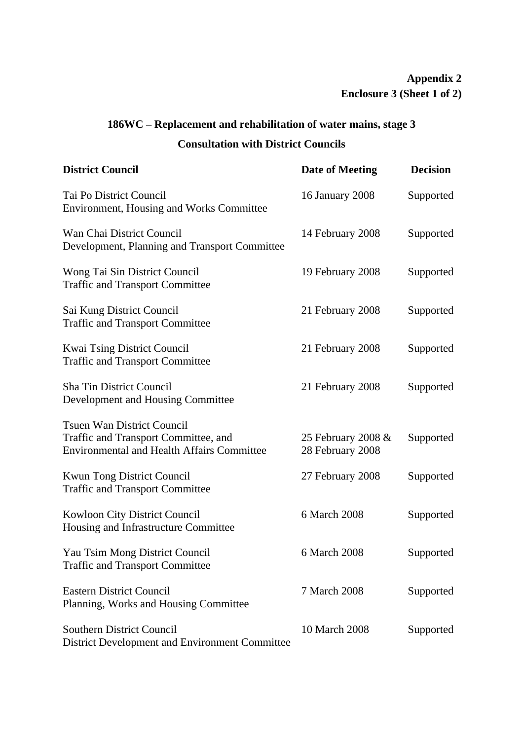**Appendix 2**
**Enclosure 3 (Sheet 1 of 2)**

## 186WC – Replacement and rehabilitation of water mains, stage 3

### Consultation with District Councils

| District Council | Date of Meeting | Decision |
|---|---|---|
| Tai Po District Council<br>Environment, Housing and Works Committee | 16 January 2008 | Supported |
| Wan Chai District Council<br>Development, Planning and Transport Committee | 14 February 2008 | Supported |
| Wong Tai Sin District Council<br>Traffic and Transport Committee | 19 February 2008 | Supported |
| Sai Kung District Council<br>Traffic and Transport Committee | 21 February 2008 | Supported |
| Kwai Tsing District Council<br>Traffic and Transport Committee | 21 February 2008 | Supported |
| Sha Tin District Council<br>Development and Housing Committee | 21 February 2008 | Supported |
| Tsuen Wan District Council<br>Traffic and Transport Committee, and<br>Environmental and Health Affairs Committee | 25 February 2008 &<br>28 February 2008 | Supported |
| Kwun Tong District Council<br>Traffic and Transport Committee | 27 February 2008 | Supported |
| Kowloon City District Council<br>Housing and Infrastructure Committee | 6 March 2008 | Supported |
| Yau Tsim Mong District Council<br>Traffic and Transport Committee | 6 March 2008 | Supported |
| Eastern District Council<br>Planning, Works and Housing Committee | 7 March 2008 | Supported |
| Southern District Council<br>District Development and Environment Committee | 10 March 2008 | Supported |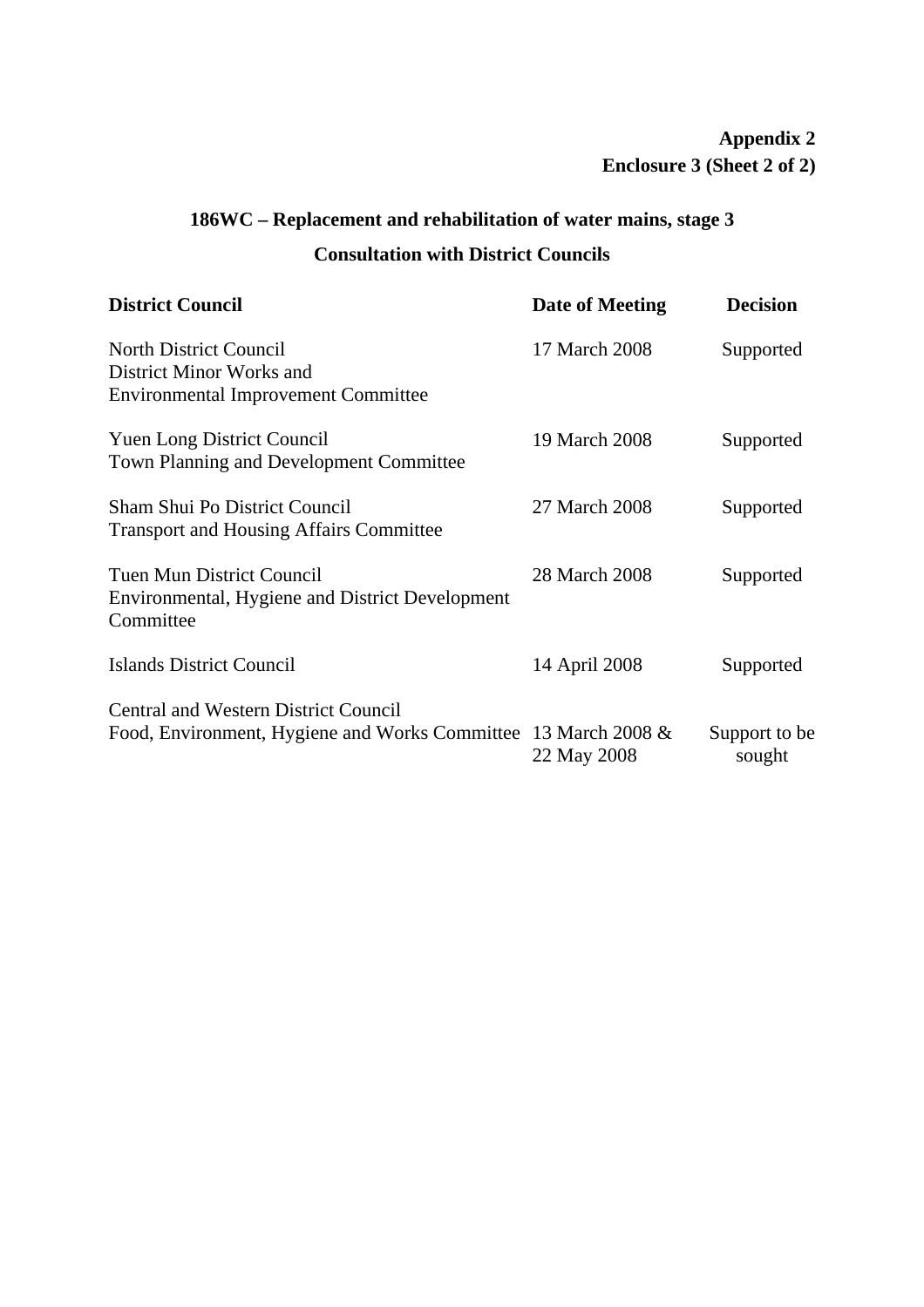**Appendix 2**
**Enclosure 3 (Sheet 2 of 2)**

# 186WC – Replacement and rehabilitation of water mains, stage 3

## Consultation with District Councils

| District Council | Date of Meeting | Decision |
|---|---|---|
| North District Council<br>District Minor Works and<br>Environmental Improvement Committee | 17 March 2008 | Supported |
| Yuen Long District Council<br>Town Planning and Development Committee | 19 March 2008 | Supported |
| Sham Shui Po District Council<br>Transport and Housing Affairs Committee | 27 March 2008 | Supported |
| Tuen Mun District Council<br>Environmental, Hygiene and District Development Committee | 28 March 2008 | Supported |
| Islands District Council | 14 April 2008 | Supported |
| Central and Western District Council<br>Food, Environment, Hygiene and Works Committee | 13 March 2008 &<br>22 May 2008 | Support to be sought |